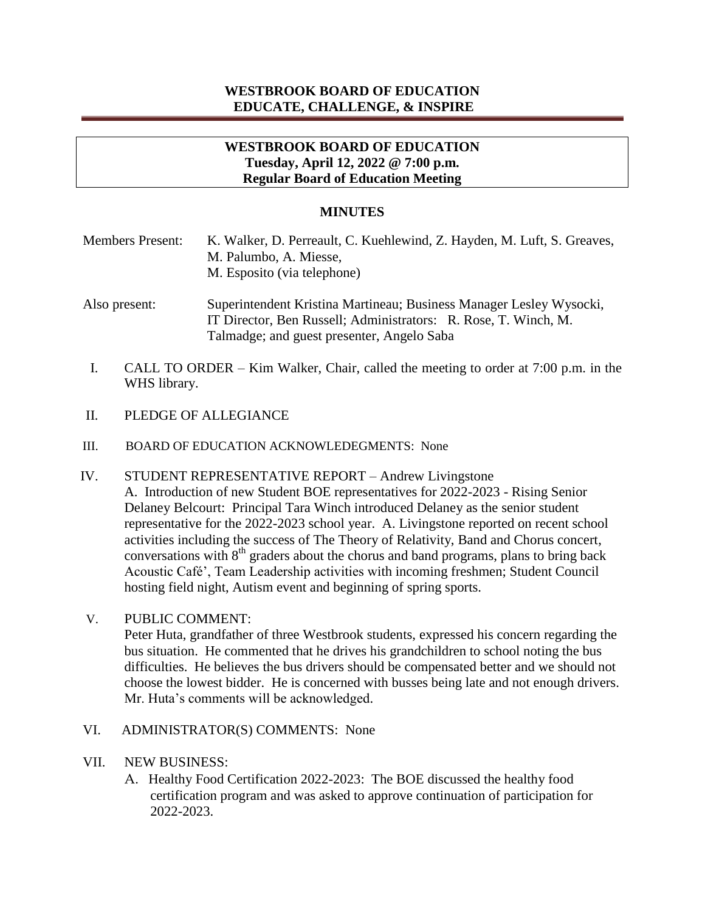# WESTBROOK BOARD OF EDUCATION
## EDUCATE, CHALLENGE, & INSPIRE

---

**WESTBROOK BOARD OF EDUCATION**
**Tuesday, April 12, 2022 @ 7:00 p.m.**
**Regular Board of Education Meeting**

## MINUTES

Members Present: K. Walker, D. Perreault, C. Kuehlewind, Z. Hayden, M. Luft, S. Greaves, M. Palumbo, A. Miesse, M. Esposito (via telephone)

Also present: Superintendent Kristina Martineau; Business Manager Lesley Wysocki, IT Director, Ben Russell; Administrators: R. Rose, T. Winch, M. Talmadge; and guest presenter, Angelo Saba

I. CALL TO ORDER – Kim Walker, Chair, called the meeting to order at 7:00 p.m. in the WHS library.

II. PLEDGE OF ALLEGIANCE

III. BOARD OF EDUCATION ACKNOWLEDEGMENTS: None

IV. STUDENT REPRESENTATIVE REPORT – Andrew Livingstone
   A. Introduction of new Student BOE representatives for 2022-2023 - Rising Senior Delaney Belcourt: Principal Tara Winch introduced Delaney as the senior student representative for the 2022-2023 school year. A. Livingstone reported on recent school activities including the success of The Theory of Relativity, Band and Chorus concert, conversations with 8th graders about the chorus and band programs, plans to bring back Acoustic Café', Team Leadership activities with incoming freshmen; Student Council hosting field night, Autism event and beginning of spring sports.

V. PUBLIC COMMENT:
   Peter Huta, grandfather of three Westbrook students, expressed his concern regarding the bus situation. He commented that he drives his grandchildren to school noting the bus difficulties. He believes the bus drivers should be compensated better and we should not choose the lowest bidder. He is concerned with busses being late and not enough drivers. Mr. Huta's comments will be acknowledged.

VI. ADMINISTRATOR(S) COMMENTS: None

VII. NEW BUSINESS:
   A. Healthy Food Certification 2022-2023: The BOE discussed the healthy food certification program and was asked to approve continuation of participation for 2022-2023.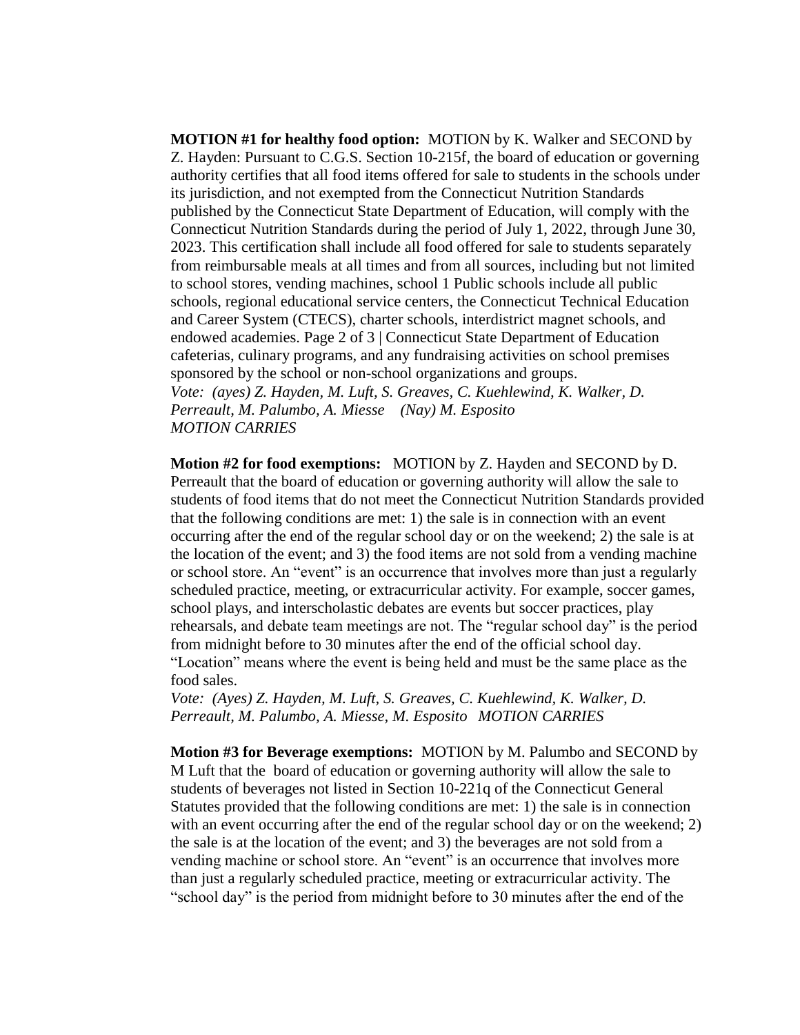**MOTION #1 for healthy food option:** MOTION by K. Walker and SECOND by Z. Hayden: Pursuant to C.G.S. Section 10-215f, the board of education or governing authority certifies that all food items offered for sale to students in the schools under its jurisdiction, and not exempted from the Connecticut Nutrition Standards published by the Connecticut State Department of Education, will comply with the Connecticut Nutrition Standards during the period of July 1, 2022, through June 30, 2023. This certification shall include all food offered for sale to students separately from reimbursable meals at all times and from all sources, including but not limited to school stores, vending machines, school 1 Public schools include all public schools, regional educational service centers, the Connecticut Technical Education and Career System (CTECS), charter schools, interdistrict magnet schools, and endowed academies. Page 2 of 3 | Connecticut State Department of Education cafeterias, culinary programs, and any fundraising activities on school premises sponsored by the school or non-school organizations and groups.
*Vote: (ayes) Z. Hayden, M. Luft, S. Greaves, C. Kuehlewind, K. Walker, D. Perreault, M. Palumbo, A. Miesse (Nay) M. Esposito*
*MOTION CARRIES*

**Motion #2 for food exemptions:** MOTION by Z. Hayden and SECOND by D. Perreault that the board of education or governing authority will allow the sale to students of food items that do not meet the Connecticut Nutrition Standards provided that the following conditions are met: 1) the sale is in connection with an event occurring after the end of the regular school day or on the weekend; 2) the sale is at the location of the event; and 3) the food items are not sold from a vending machine or school store. An "event" is an occurrence that involves more than just a regularly scheduled practice, meeting, or extracurricular activity. For example, soccer games, school plays, and interscholastic debates are events but soccer practices, play rehearsals, and debate team meetings are not. The "regular school day" is the period from midnight before to 30 minutes after the end of the official school day. "Location" means where the event is being held and must be the same place as the food sales.
*Vote: (Ayes) Z. Hayden, M. Luft, S. Greaves, C. Kuehlewind, K. Walker, D. Perreault, M. Palumbo, A. Miesse, M. Esposito MOTION CARRIES*

**Motion #3 for Beverage exemptions:** MOTION by M. Palumbo and SECOND by M Luft that the board of education or governing authority will allow the sale to students of beverages not listed in Section 10-221q of the Connecticut General Statutes provided that the following conditions are met: 1) the sale is in connection with an event occurring after the end of the regular school day or on the weekend; 2) the sale is at the location of the event; and 3) the beverages are not sold from a vending machine or school store. An "event" is an occurrence that involves more than just a regularly scheduled practice, meeting or extracurricular activity. The "school day" is the period from midnight before to 30 minutes after the end of the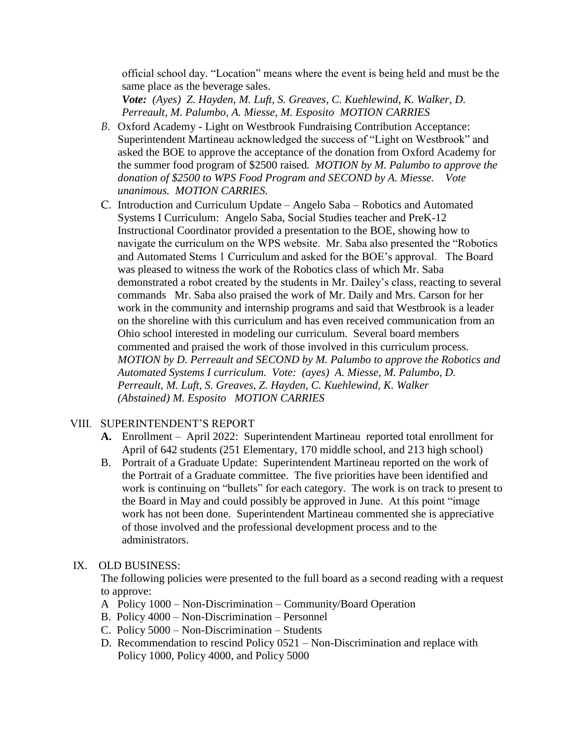official school day. "Location" means where the event is being held and must be the same place as the beverage sales.
*Vote: (Ayes) Z. Hayden, M. Luft, S. Greaves, C. Kuehlewind, K. Walker, D. Perreault, M. Palumbo, A. Miesse, M. Esposito MOTION CARRIES*

*B.* Oxford Academy - Light on Westbrook Fundraising Contribution Acceptance: Superintendent Martineau acknowledged the success of "Light on Westbrook" and asked the BOE to approve the acceptance of the donation from Oxford Academy for the summer food program of $2500 raised. *MOTION by M. Palumbo to approve the donation of $2500 to WPS Food Program and SECOND by A. Miesse. Vote unanimous. MOTION CARRIES.*

C. Introduction and Curriculum Update – Angelo Saba – Robotics and Automated Systems I Curriculum: Angelo Saba, Social Studies teacher and PreK-12 Instructional Coordinator provided a presentation to the BOE, showing how to navigate the curriculum on the WPS website. Mr. Saba also presented the "Robotics and Automated Stems 1 Curriculum and asked for the BOE's approval. The Board was pleased to witness the work of the Robotics class of which Mr. Saba demonstrated a robot created by the students in Mr. Dailey's class, reacting to several commands Mr. Saba also praised the work of Mr. Daily and Mrs. Carson for her work in the community and internship programs and said that Westbrook is a leader on the shoreline with this curriculum and has even received communication from an Ohio school interested in modeling our curriculum. Several board members commented and praised the work of those involved in this curriculum process. *MOTION by D. Perreault and SECOND by M. Palumbo to approve the Robotics and Automated Systems I curriculum. Vote: (ayes) A. Miesse, M. Palumbo, D. Perreault, M. Luft, S. Greaves, Z. Hayden, C. Kuehlewind, K. Walker (Abstained) M. Esposito MOTION CARRIES*

VIII. SUPERINTENDENT'S REPORT

**A.** Enrollment – April 2022: Superintendent Martineau reported total enrollment for April of 642 students (251 Elementary, 170 middle school, and 213 high school)

B. Portrait of a Graduate Update: Superintendent Martineau reported on the work of the Portrait of a Graduate committee. The five priorities have been identified and work is continuing on "bullets" for each category. The work is on track to present to the Board in May and could possibly be approved in June. At this point "image work has not been done. Superintendent Martineau commented she is appreciative of those involved and the professional development process and to the administrators.

IX. OLD BUSINESS:

The following policies were presented to the full board as a second reading with a request to approve:

A Policy 1000 – Non-Discrimination – Community/Board Operation
B. Policy 4000 – Non-Discrimination – Personnel
C. Policy 5000 – Non-Discrimination – Students
D. Recommendation to rescind Policy 0521 – Non-Discrimination and replace with Policy 1000, Policy 4000, and Policy 5000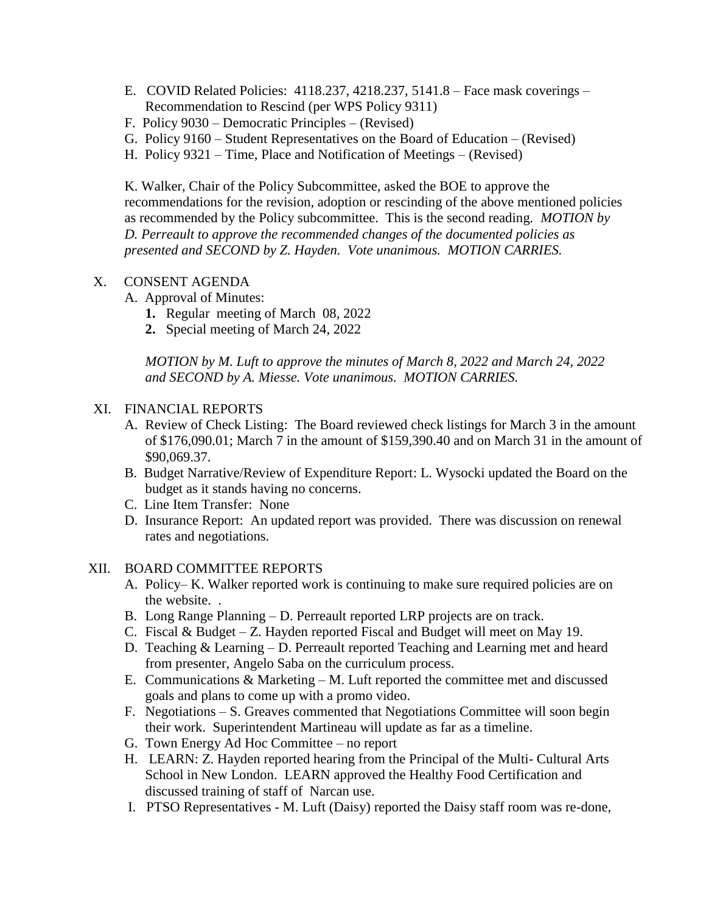E. COVID Related Policies: 4118.237, 4218.237, 5141.8 – Face mask coverings – Recommendation to Rescind (per WPS Policy 9311)

F. Policy 9030 – Democratic Principles – (Revised)

G. Policy 9160 – Student Representatives on the Board of Education – (Revised)

H. Policy 9321 – Time, Place and Notification of Meetings – (Revised)

K. Walker, Chair of the Policy Subcommittee, asked the BOE to approve the recommendations for the revision, adoption or rescinding of the above mentioned policies as recommended by the Policy subcommittee. This is the second reading. *MOTION by D. Perreault to approve the recommended changes of the documented policies as presented and SECOND by Z. Hayden. Vote unanimous. MOTION CARRIES.*

X. CONSENT AGENDA

A. Approval of Minutes:

1. Regular meeting of March 08, 2022
2. Special meeting of March 24, 2022

*MOTION by M. Luft to approve the minutes of March 8, 2022 and March 24, 2022 and SECOND by A. Miesse. Vote unanimous. MOTION CARRIES.*

XI. FINANCIAL REPORTS

A. Review of Check Listing: The Board reviewed check listings for March 3 in the amount of $176,090.01; March 7 in the amount of $159,390.40 and on March 31 in the amount of $90,069.37.

B. Budget Narrative/Review of Expenditure Report: L. Wysocki updated the Board on the budget as it stands having no concerns.

C. Line Item Transfer: None

D. Insurance Report: An updated report was provided. There was discussion on renewal rates and negotiations.

XII. BOARD COMMITTEE REPORTS

A. Policy– K. Walker reported work is continuing to make sure required policies are on the website. .

B. Long Range Planning – D. Perreault reported LRP projects are on track.

C. Fiscal & Budget – Z. Hayden reported Fiscal and Budget will meet on May 19.

D. Teaching & Learning – D. Perreault reported Teaching and Learning met and heard from presenter, Angelo Saba on the curriculum process.

E. Communications & Marketing – M. Luft reported the committee met and discussed goals and plans to come up with a promo video.

F. Negotiations – S. Greaves commented that Negotiations Committee will soon begin their work. Superintendent Martineau will update as far as a timeline.

G. Town Energy Ad Hoc Committee – no report

H. LEARN: Z. Hayden reported hearing from the Principal of the Multi- Cultural Arts School in New London. LEARN approved the Healthy Food Certification and discussed training of staff of Narcan use.

I. PTSO Representatives - M. Luft (Daisy) reported the Daisy staff room was re-done,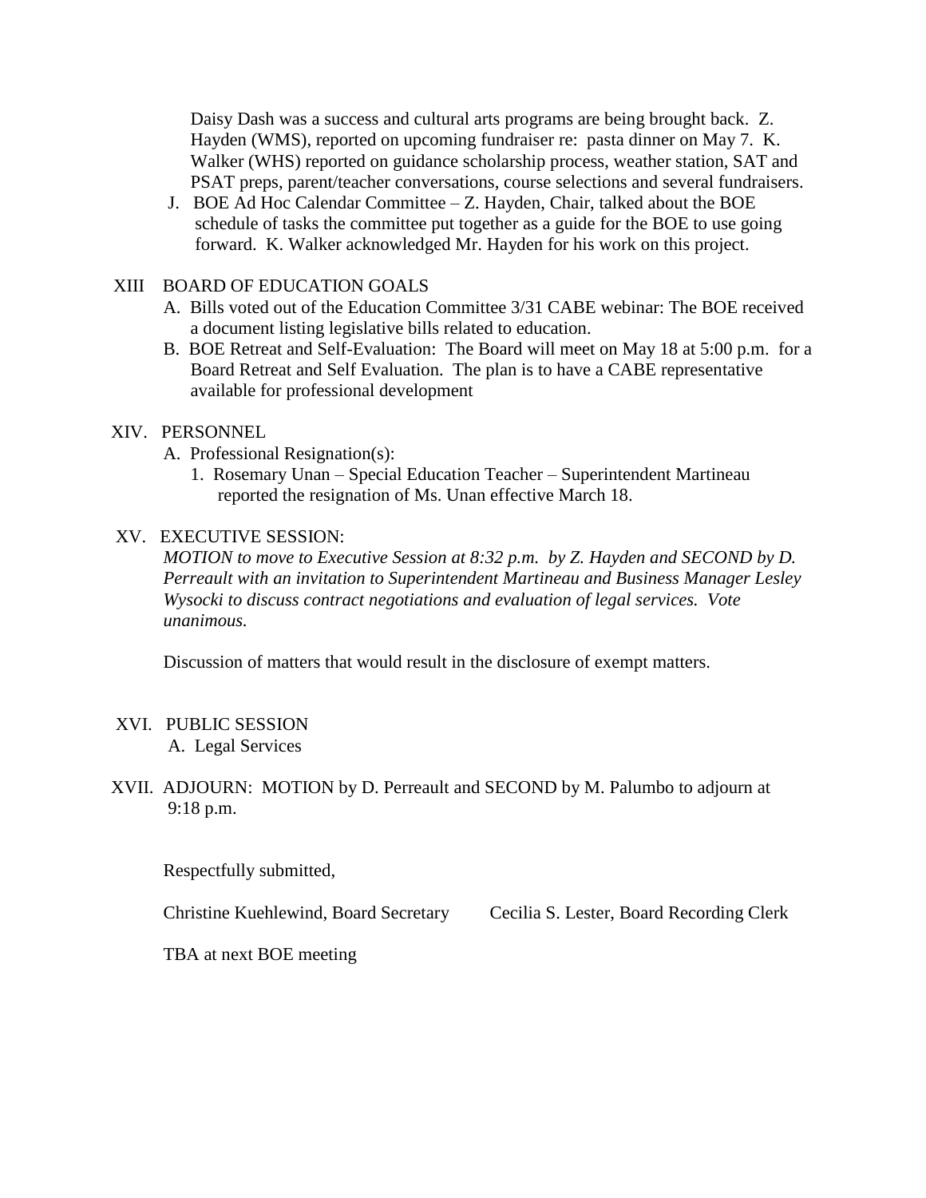Daisy Dash was a success and cultural arts programs are being brought back. Z. Hayden (WMS), reported on upcoming fundraiser re: pasta dinner on May 7. K. Walker (WHS) reported on guidance scholarship process, weather station, SAT and PSAT preps, parent/teacher conversations, course selections and several fundraisers.

J. BOE Ad Hoc Calendar Committee – Z. Hayden, Chair, talked about the BOE schedule of tasks the committee put together as a guide for the BOE to use going forward. K. Walker acknowledged Mr. Hayden for his work on this project.

XIII BOARD OF EDUCATION GOALS

A. Bills voted out of the Education Committee 3/31 CABE webinar: The BOE received a document listing legislative bills related to education.

B. BOE Retreat and Self-Evaluation: The Board will meet on May 18 at 5:00 p.m. for a Board Retreat and Self Evaluation. The plan is to have a CABE representative available for professional development

XIV. PERSONNEL

A. Professional Resignation(s):

1. Rosemary Unan – Special Education Teacher – Superintendent Martineau reported the resignation of Ms. Unan effective March 18.

XV. EXECUTIVE SESSION:

*MOTION to move to Executive Session at 8:32 p.m. by Z. Hayden and SECOND by D. Perreault with an invitation to Superintendent Martineau and Business Manager Lesley Wysocki to discuss contract negotiations and evaluation of legal services. Vote unanimous.*

Discussion of matters that would result in the disclosure of exempt matters.

XVI. PUBLIC SESSION

A. Legal Services

XVII. ADJOURN: MOTION by D. Perreault and SECOND by M. Palumbo to adjourn at 9:18 p.m.

Respectfully submitted,

Christine Kuehlewind, Board Secretary     Cecilia S. Lester, Board Recording Clerk

TBA at next BOE meeting